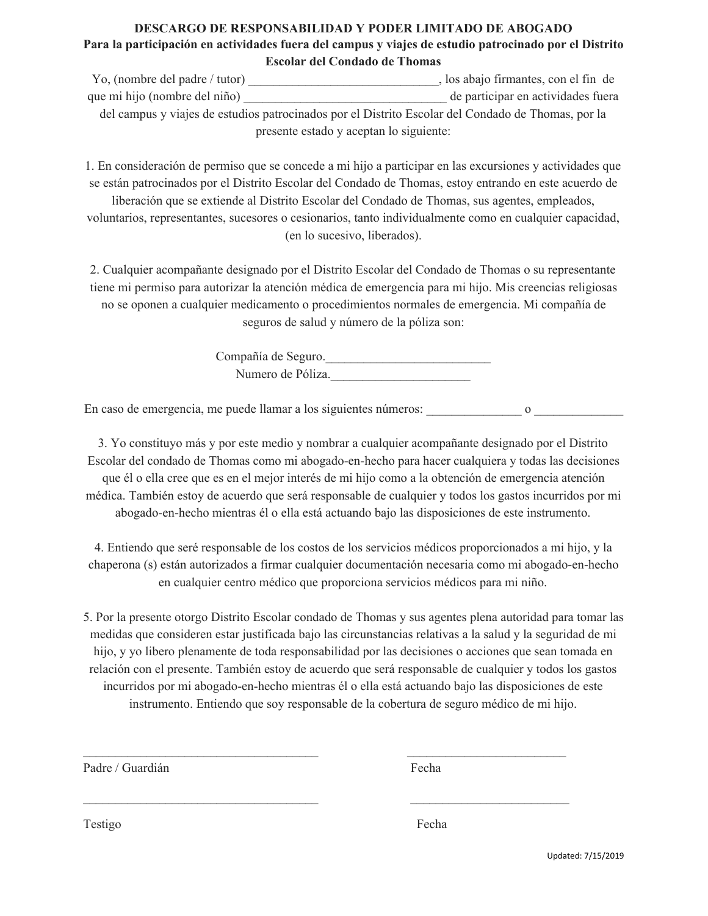# DESCARGO DE RESPONSABILIDAD Y PODER LIMITADO DE ABOGADO

## Para la participación en actividades fuera del campus y viajes de estudio patrocinado por el Distrito Escolar del Condado de Thomas

Yo, (nombre del padre / tutor) ______________________________, los abajo firmantes, con el fin de que mi hijo (nombre del niño) ________________________________ de participar en actividades fuera del campus y viajes de estudios patrocinados por el Distrito Escolar del Condado de Thomas, por la presente estado y aceptan lo siguiente:

1. En consideración de permiso que se concede a mi hijo a participar en las excursiones y actividades que se están patrocinados por el Distrito Escolar del Condado de Thomas, estoy entrando en este acuerdo de liberación que se extiende al Distrito Escolar del Condado de Thomas, sus agentes, empleados, voluntarios, representantes, sucesores o cesionarios, tanto individualmente como en cualquier capacidad, (en lo sucesivo, liberados).

2. Cualquier acompañante designado por el Distrito Escolar del Condado de Thomas o su representante tiene mi permiso para autorizar la atención médica de emergencia para mi hijo. Mis creencias religiosas no se oponen a cualquier medicamento o procedimientos normales de emergencia. Mi compañía de seguros de salud y número de la póliza son:

Compañía de Seguro.__________________________

Numero de Póliza.______________________

En caso de emergencia, me puede llamar a los siguientes números: _______________ o ______________

3. Yo constituyo más y por este medio y nombrar a cualquier acompañante designado por el Distrito Escolar del condado de Thomas como mi abogado-en-hecho para hacer cualquiera y todas las decisiones que él o ella cree que es en el mejor interés de mi hijo como a la obtención de emergencia atención médica. También estoy de acuerdo que será responsable de cualquier y todos los gastos incurridos por mi abogado-en-hecho mientras él o ella está actuando bajo las disposiciones de este instrumento.

4. Entiendo que seré responsable de los costos de los servicios médicos proporcionados a mi hijo, y la chaperona (s) están autorizados a firmar cualquier documentación necesaria como mi abogado-en-hecho en cualquier centro médico que proporciona servicios médicos para mi niño.

5. Por la presente otorgo Distrito Escolar condado de Thomas y sus agentes plena autoridad para tomar las medidas que consideren estar justificada bajo las circunstancias relativas a la salud y la seguridad de mi hijo, y yo libero plenamente de toda responsabilidad por las decisiones o acciones que sean tomada en relación con el presente. También estoy de acuerdo que será responsable de cualquier y todos los gastos incurridos por mi abogado-en-hecho mientras él o ella está actuando bajo las disposiciones de este instrumento. Entiendo que soy responsable de la cobertura de seguro médico de mi hijo.

_____________________________________ __________________________

Padre / Guardián Fecha

_____________________________________ __________________________

Testigo Fecha

Updated: 7/15/2019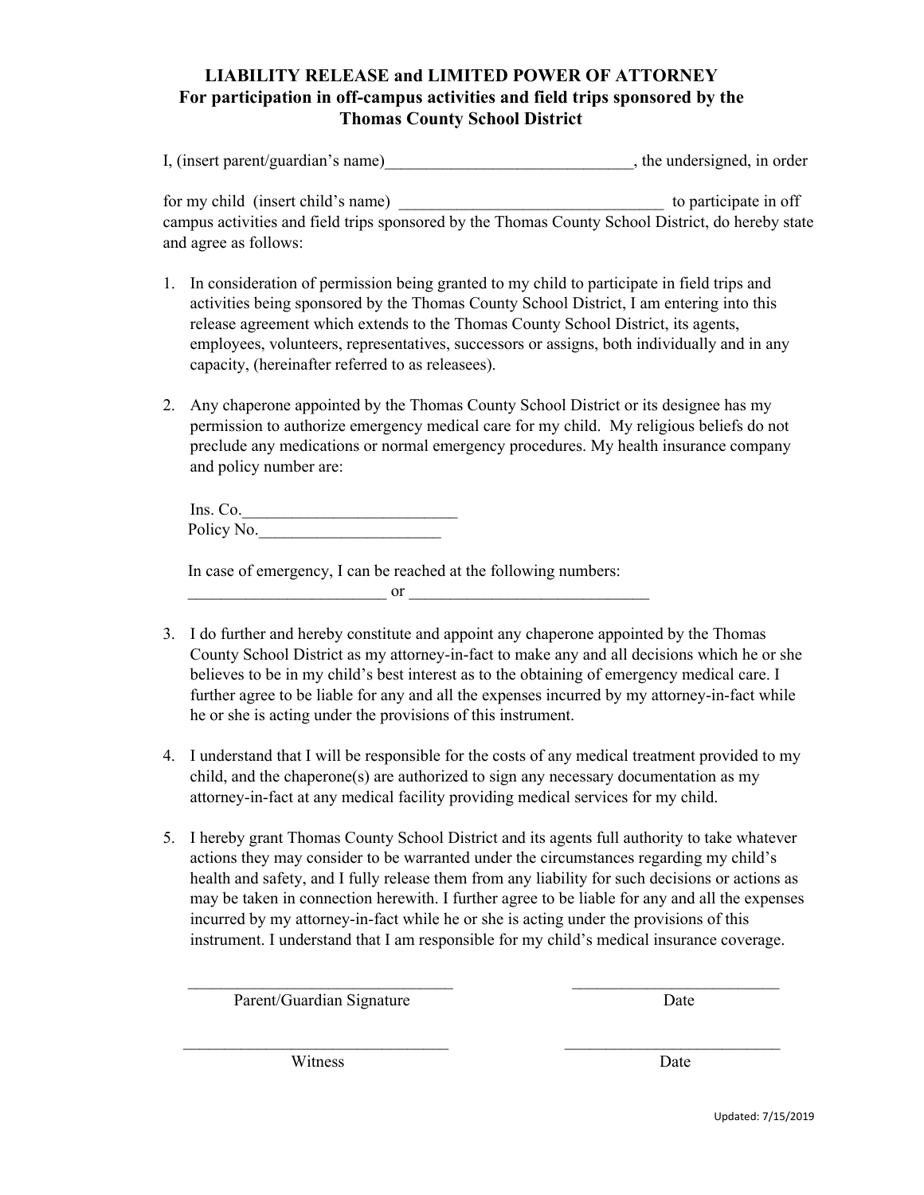# LIABILITY RELEASE and LIMITED POWER OF ATTORNEY
## For participation in off-campus activities and field trips sponsored by the Thomas County School District

I, (insert parent/guardian's name)______________________________, the undersigned, in order

for my child (insert child's name) ________________________________ to participate in off campus activities and field trips sponsored by the Thomas County School District, do hereby state and agree as follows:

1. In consideration of permission being granted to my child to participate in field trips and activities being sponsored by the Thomas County School District, I am entering into this release agreement which extends to the Thomas County School District, its agents, employees, volunteers, representatives, successors or assigns, both individually and in any capacity, (hereinafter referred to as releasees).

2. Any chaperone appointed by the Thomas County School District or its designee has my permission to authorize emergency medical care for my child. My religious beliefs do not preclude any medications or normal emergency procedures. My health insurance company and policy number are:

   Ins. Co.__________________________
   Policy No.______________________

   In case of emergency, I can be reached at the following numbers:
   ________________________ or _____________________________

3. I do further and hereby constitute and appoint any chaperone appointed by the Thomas County School District as my attorney-in-fact to make any and all decisions which he or she believes to be in my child's best interest as to the obtaining of emergency medical care. I further agree to be liable for any and all the expenses incurred by my attorney-in-fact while he or she is acting under the provisions of this instrument.

4. I understand that I will be responsible for the costs of any medical treatment provided to my child, and the chaperone(s) are authorized to sign any necessary documentation as my attorney-in-fact at any medical facility providing medical services for my child.

5. I hereby grant Thomas County School District and its agents full authority to take whatever actions they may consider to be warranted under the circumstances regarding my child's health and safety, and I fully release them from any liability for such decisions or actions as may be taken in connection herewith. I further agree to be liable for any and all the expenses incurred by my attorney-in-fact while he or she is acting under the provisions of this instrument. I understand that I am responsible for my child's medical insurance coverage.

_________________________________ __________________________
Parent/Guardian Signature Date

_________________________________ __________________________
Witness Date

Updated: 7/15/2019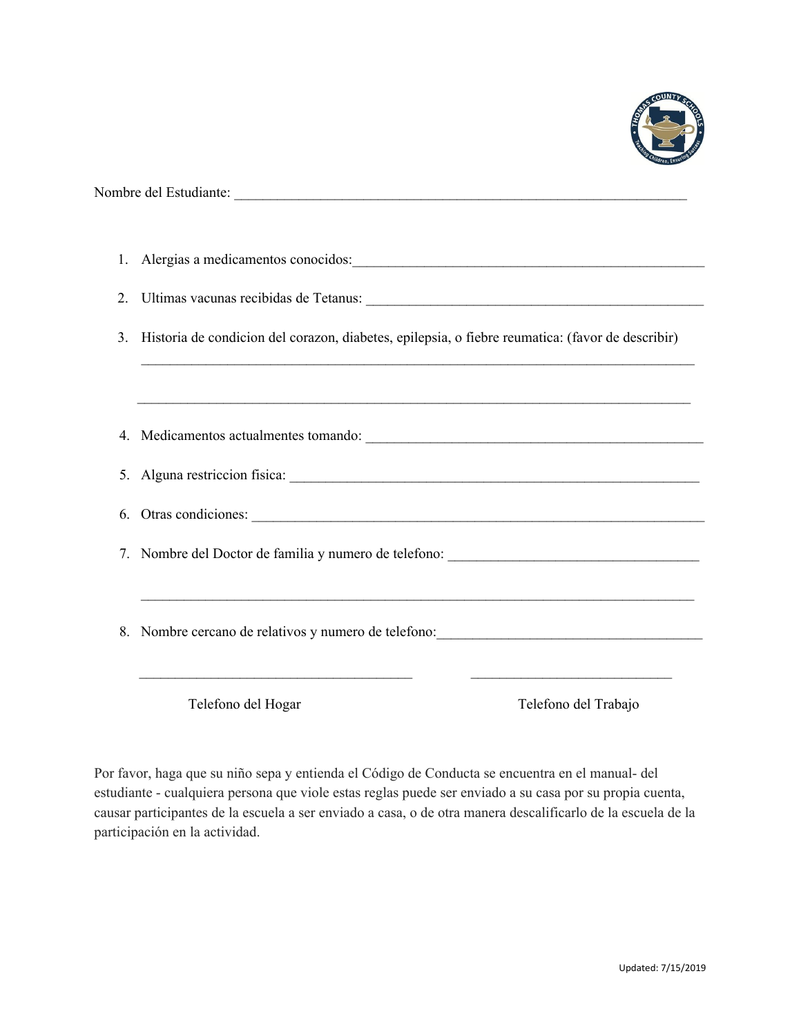Nombre del Estudiante: ________________________________________________________________

1. Alergias a medicamentos conocidos:_______________________________________________
2. Ultimas vacunas recibidas de Tetanus: _____________________________________________
3. Historia de condicion del corazon, diabetes, epilepsia, o fiebre reumatica: (favor de describir)
   ___________________________________________________________________________

   ___________________________________________________________________________
4. Medicamentos actualmentes tomando: _____________________________________________
5. Alguna restriccion fisica: _______________________________________________________
6. Otras condiciones: ______________________________________________________________
7. Nombre del Doctor de familia y numero de telefono: _________________________________

   ___________________________________________________________________________
8. Nombre cercano de relativos y numero de telefono:__________________________________

   ____________________________________ ____________________________

   Telefono del Hogar Telefono del Trabajo

Por favor, haga que su niño sepa y entienda el Código de Conducta se encuentra en el manual- del estudiante - cualquiera persona que viole estas reglas puede ser enviado a su casa por su propia cuenta, causar participantes de la escuela a ser enviado a casa, o de otra manera descalificarlo de la escuela de la participación en la actividad.

Updated: 7/15/2019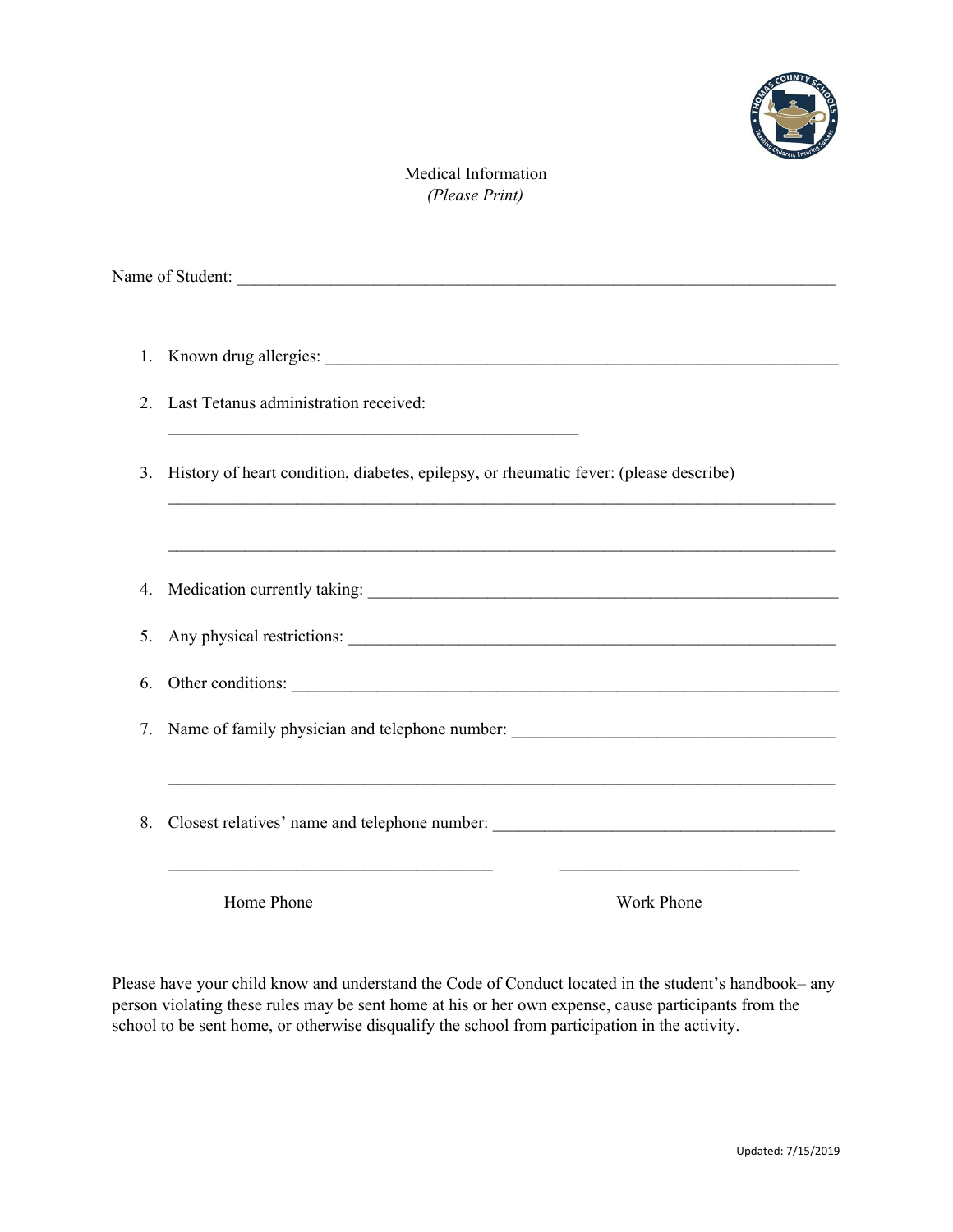# Medical Information

*(Please Print)*

Name of Student: ___________________________________________________________________________

1. Known drug allergies: _________________________________________________________________

2. Last Tetanus administration received:

   __________________________________________________

3. History of heart condition, diabetes, epilepsy, or rheumatic fever: (please describe)

   ___________________________________________________________________________________

   ___________________________________________________________________________________

4. Medication currently taking: ___________________________________________________________

5. Any physical restrictions: ______________________________________________________________

6. Other conditions: ____________________________________________________________________

7. Name of family physician and telephone number: _______________________________________

   ___________________________________________________________________________________

8. Closest relatives' name and telephone number: __________________________________________

   ________________________________________          ______________________________

   Home Phone                                        Work Phone

Please have your child know and understand the Code of Conduct located in the student's handbook– any person violating these rules may be sent home at his or her own expense, cause participants from the school to be sent home, or otherwise disqualify the school from participation in the activity.

Updated: 7/15/2019